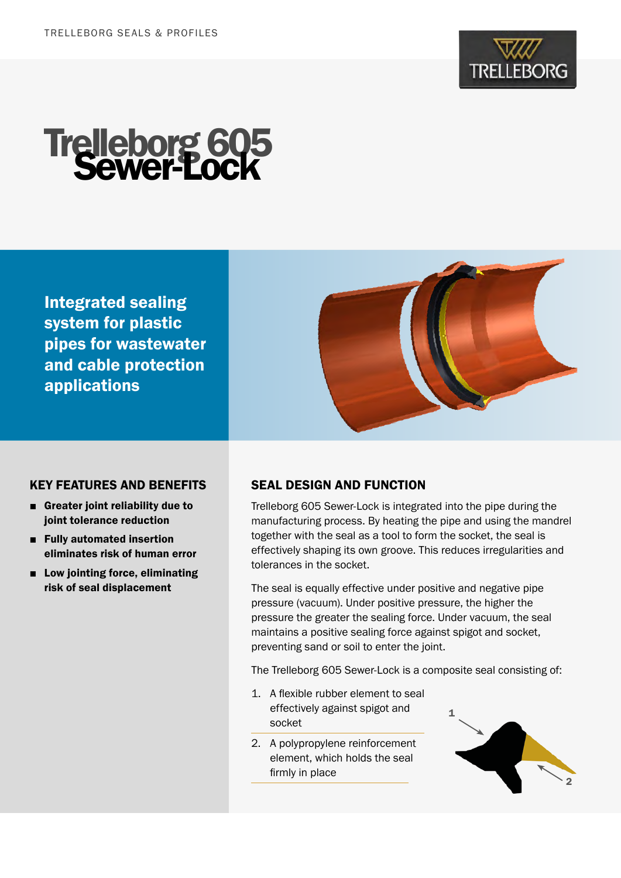# Trelleborg 605 Sewer-Lock

**Integrated sealing system for plastic pipes for wastewater and cable protection applications**

## KEY FEATURES AND BENEFITS

- **Greater joint reliability due to joint tolerance reduction**
- **Fully automated insertion eliminates risk of human error**
- **Low jointing force, eliminating risk of seal displacement**

## SEAL DESIGN AND FUNCTION

Trelleborg 605 Sewer-Lock is integrated into the pipe during the manufacturing process. By heating the pipe and using the mandrel together with the seal as a tool to form the socket, the seal is effectively shaping its own groove. This reduces irregularities and tolerances in the socket.

The seal is equally effective under positive and negative pipe pressure (vacuum). Under positive pressure, the higher the pressure the greater the sealing force. Under vacuum, the seal maintains a positive sealing force against spigot and socket, preventing sand or soil to enter the joint.

The Trelleborg 605 Sewer-Lock is a composite seal consisting of:

1. A flexible rubber element to seal effectively against spigot and socket
2. A polypropylene reinforcement element, which holds the seal firmly in place

1

2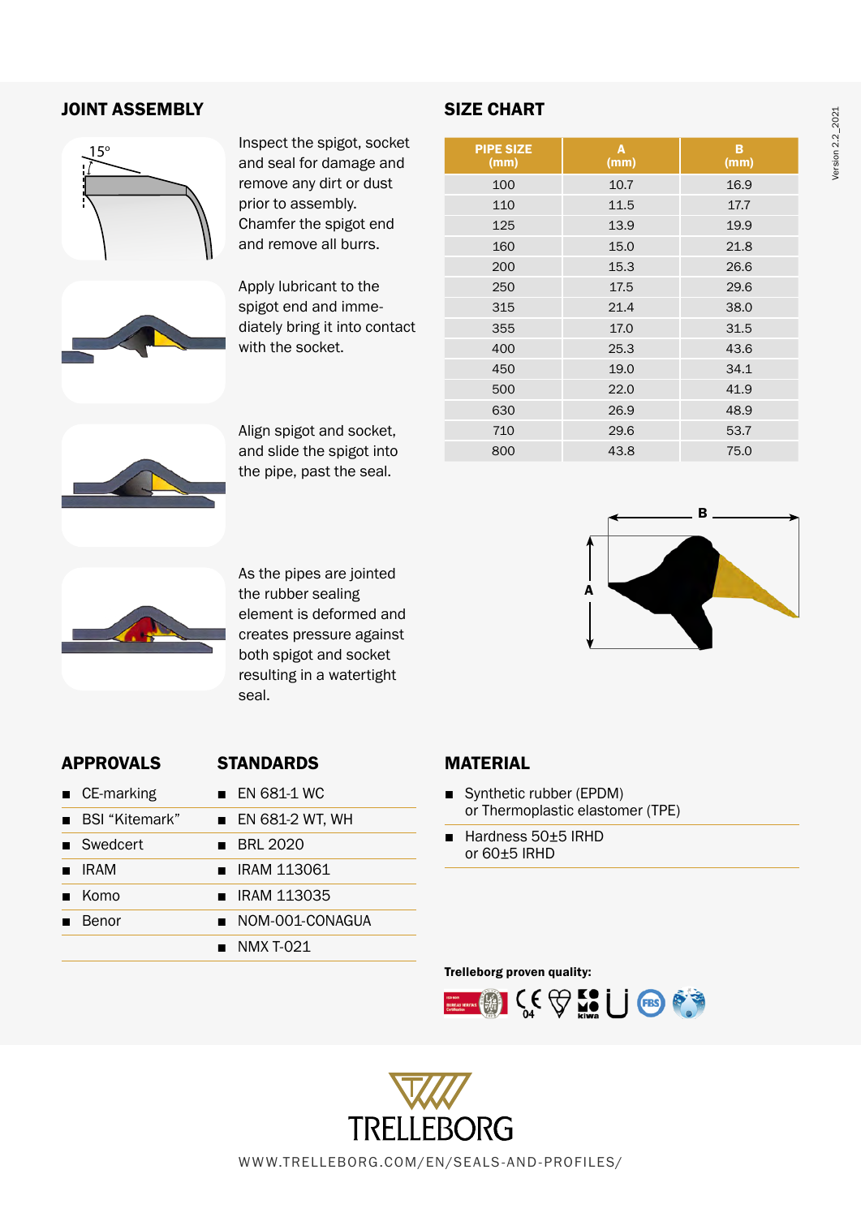## JOINT ASSEMBLY

15°

Inspect the spigot, socket and seal for damage and remove any dirt or dust prior to assembly. Chamfer the spigot end and remove all burrs.

Apply lubricant to the spigot end and immediately bring it into contact with the socket.

Align spigot and socket, and slide the spigot into the pipe, past the seal.

As the pipes are jointed the rubber sealing element is deformed and creates pressure against both spigot and socket resulting in a watertight seal.

## SIZE CHART

| PIPE SIZE (mm) | A (mm) | B (mm) |
|---|---|---|
| 100 | 10.7 | 16.9 |
| 110 | 11.5 | 17.7 |
| 125 | 13.9 | 19.9 |
| 160 | 15.0 | 21.8 |
| 200 | 15.3 | 26.6 |
| 250 | 17.5 | 29.6 |
| 315 | 21.4 | 38.0 |
| 355 | 17.0 | 31.5 |
| 400 | 25.3 | 43.6 |
| 450 | 19.0 | 34.1 |
| 500 | 22.0 | 41.9 |
| 630 | 26.9 | 48.9 |
| 710 | 29.6 | 53.7 |
| 800 | 43.8 | 75.0 |

B

A

## APPROVALS

- CE-marking
- BSI “Kitemark”
- Swedcert
- IRAM
- Komo
- Benor

## STANDARDS

- EN 681-1 WC
- EN 681-2 WT, WH
- BRL 2020
- IRAM 113061
- IRAM 113035
- NOM-001-CONAGUA
- NMX T-021

## MATERIAL

- Synthetic rubber (EPDM) or Thermoplastic elastomer (TPE)
- Hardness 50±5 IRHD or 60±5 IRHD

**Trelleborg proven quality:**

TRELLEBORG

WWW.TRELLEBORG.COM/EN/SEALS-AND-PROFILES/

Version 2.2_2021